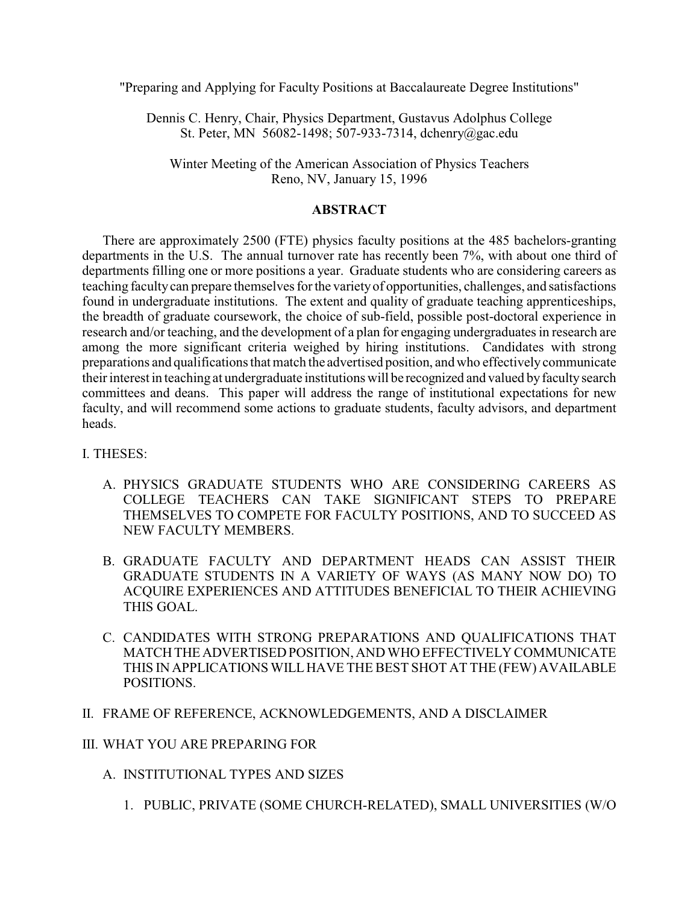"Preparing and Applying for Faculty Positions at Baccalaureate Degree Institutions"

Dennis C. Henry, Chair, Physics Department, Gustavus Adolphus College
St. Peter, MN 56082-1498; 507-933-7314, dchenry@gac.edu

Winter Meeting of the American Association of Physics Teachers
Reno, NV, January 15, 1996

## ABSTRACT

There are approximately 2500 (FTE) physics faculty positions at the 485 bachelors-granting departments in the U.S. The annual turnover rate has recently been 7%, with about one third of departments filling one or more positions a year. Graduate students who are considering careers as teaching faculty can prepare themselves for the variety of opportunities, challenges, and satisfactions found in undergraduate institutions. The extent and quality of graduate teaching apprenticeships, the breadth of graduate coursework, the choice of sub-field, possible post-doctoral experience in research and/or teaching, and the development of a plan for engaging undergraduates in research are among the more significant criteria weighed by hiring institutions. Candidates with strong preparations and qualifications that match the advertised position, and who effectively communicate their interest in teaching at undergraduate institutions will be recognized and valued by faculty search committees and deans. This paper will address the range of institutional expectations for new faculty, and will recommend some actions to graduate students, faculty advisors, and department heads.

I. THESES:

- A. PHYSICS GRADUATE STUDENTS WHO ARE CONSIDERING CAREERS AS COLLEGE TEACHERS CAN TAKE SIGNIFICANT STEPS TO PREPARE THEMSELVES TO COMPETE FOR FACULTY POSITIONS, AND TO SUCCEED AS NEW FACULTY MEMBERS.

- B. GRADUATE FACULTY AND DEPARTMENT HEADS CAN ASSIST THEIR GRADUATE STUDENTS IN A VARIETY OF WAYS (AS MANY NOW DO) TO ACQUIRE EXPERIENCES AND ATTITUDES BENEFICIAL TO THEIR ACHIEVING THIS GOAL.

- C. CANDIDATES WITH STRONG PREPARATIONS AND QUALIFICATIONS THAT MATCH THE ADVERTISED POSITION, AND WHO EFFECTIVELY COMMUNICATE THIS IN APPLICATIONS WILL HAVE THE BEST SHOT AT THE (FEW) AVAILABLE POSITIONS.

II. FRAME OF REFERENCE, ACKNOWLEDGEMENTS, AND A DISCLAIMER

III. WHAT YOU ARE PREPARING FOR

- A. INSTITUTIONAL TYPES AND SIZES

  1. PUBLIC, PRIVATE (SOME CHURCH-RELATED), SMALL UNIVERSITIES (W/O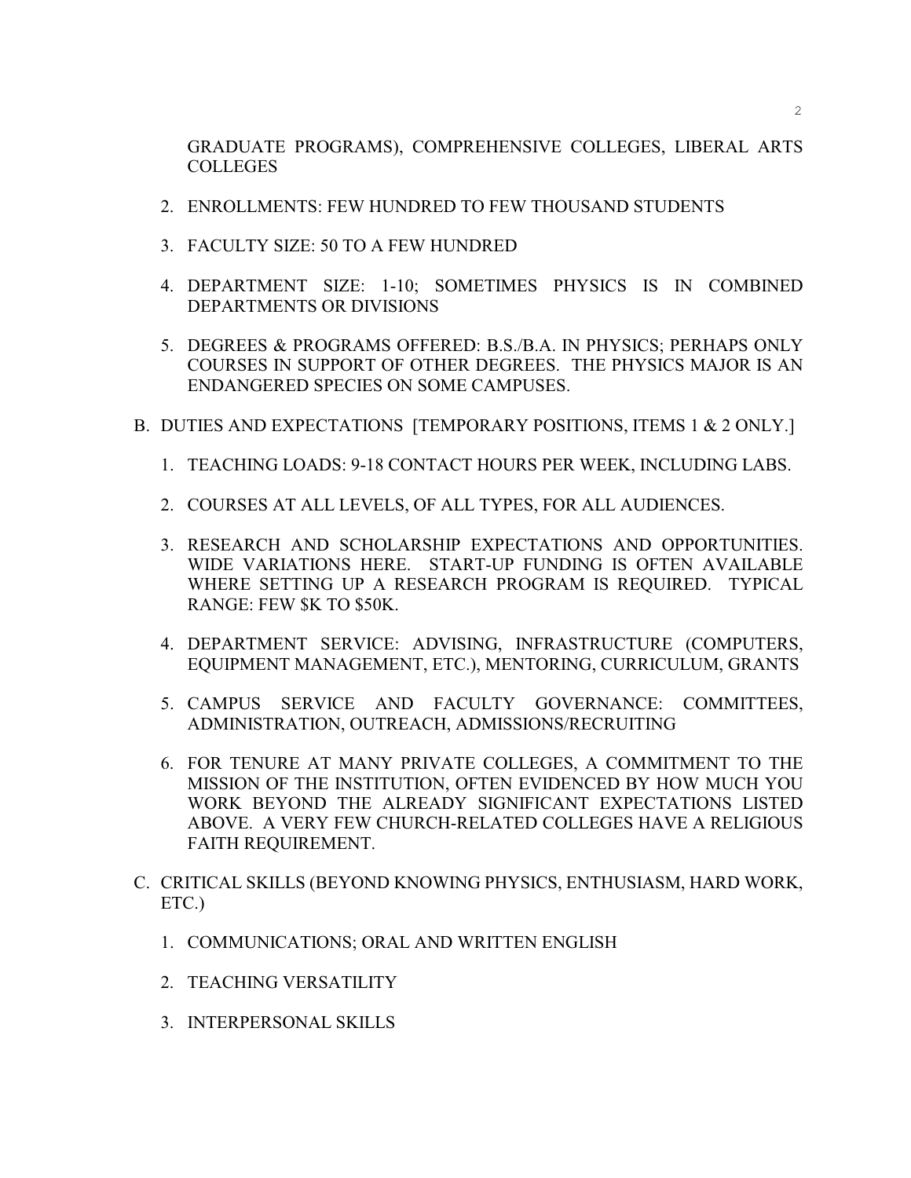GRADUATE PROGRAMS), COMPREHENSIVE COLLEGES, LIBERAL ARTS COLLEGES

2. ENROLLMENTS: FEW HUNDRED TO FEW THOUSAND STUDENTS

3. FACULTY SIZE: 50 TO A FEW HUNDRED

4. DEPARTMENT SIZE: 1-10; SOMETIMES PHYSICS IS IN COMBINED DEPARTMENTS OR DIVISIONS

5. DEGREES & PROGRAMS OFFERED: B.S./B.A. IN PHYSICS; PERHAPS ONLY COURSES IN SUPPORT OF OTHER DEGREES. THE PHYSICS MAJOR IS AN ENDANGERED SPECIES ON SOME CAMPUSES.

B. DUTIES AND EXPECTATIONS [TEMPORARY POSITIONS, ITEMS 1 & 2 ONLY.]

   1. TEACHING LOADS: 9-18 CONTACT HOURS PER WEEK, INCLUDING LABS.

   2. COURSES AT ALL LEVELS, OF ALL TYPES, FOR ALL AUDIENCES.

   3. RESEARCH AND SCHOLARSHIP EXPECTATIONS AND OPPORTUNITIES. WIDE VARIATIONS HERE. START-UP FUNDING IS OFTEN AVAILABLE WHERE SETTING UP A RESEARCH PROGRAM IS REQUIRED. TYPICAL RANGE: FEW $K TO $50K.

   4. DEPARTMENT SERVICE: ADVISING, INFRASTRUCTURE (COMPUTERS, EQUIPMENT MANAGEMENT, ETC.), MENTORING, CURRICULUM, GRANTS

   5. CAMPUS SERVICE AND FACULTY GOVERNANCE: COMMITTEES, ADMINISTRATION, OUTREACH, ADMISSIONS/RECRUITING

   6. FOR TENURE AT MANY PRIVATE COLLEGES, A COMMITMENT TO THE MISSION OF THE INSTITUTION, OFTEN EVIDENCED BY HOW MUCH YOU WORK BEYOND THE ALREADY SIGNIFICANT EXPECTATIONS LISTED ABOVE. A VERY FEW CHURCH-RELATED COLLEGES HAVE A RELIGIOUS FAITH REQUIREMENT.

C. CRITICAL SKILLS (BEYOND KNOWING PHYSICS, ENTHUSIASM, HARD WORK, ETC.)

   1. COMMUNICATIONS; ORAL AND WRITTEN ENGLISH

   2. TEACHING VERSATILITY

   3. INTERPERSONAL SKILLS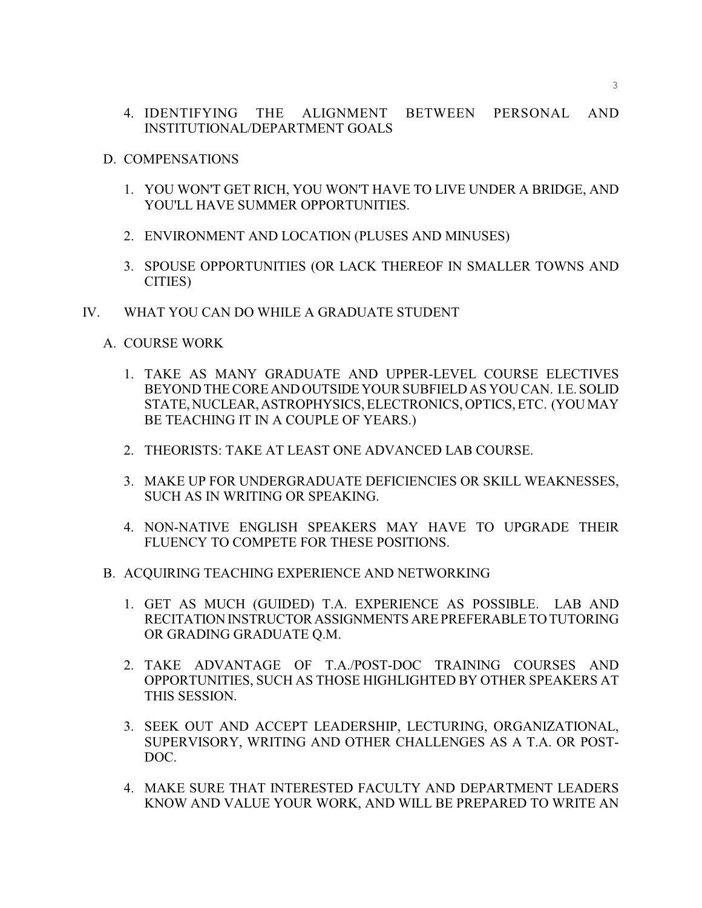4. IDENTIFYING THE ALIGNMENT BETWEEN PERSONAL AND INSTITUTIONAL/DEPARTMENT GOALS

D. COMPENSATIONS

1. YOU WON'T GET RICH, YOU WON'T HAVE TO LIVE UNDER A BRIDGE, AND YOU'LL HAVE SUMMER OPPORTUNITIES.

2. ENVIRONMENT AND LOCATION (PLUSES AND MINUSES)

3. SPOUSE OPPORTUNITIES (OR LACK THEREOF IN SMALLER TOWNS AND CITIES)

IV. WHAT YOU CAN DO WHILE A GRADUATE STUDENT

A. COURSE WORK

1. TAKE AS MANY GRADUATE AND UPPER-LEVEL COURSE ELECTIVES BEYOND THE CORE AND OUTSIDE YOUR SUBFIELD AS YOU CAN. I.E. SOLID STATE, NUCLEAR, ASTROPHYSICS, ELECTRONICS, OPTICS, ETC. (YOU MAY BE TEACHING IT IN A COUPLE OF YEARS.)

2. THEORISTS: TAKE AT LEAST ONE ADVANCED LAB COURSE.

3. MAKE UP FOR UNDERGRADUATE DEFICIENCIES OR SKILL WEAKNESSES, SUCH AS IN WRITING OR SPEAKING.

4. NON-NATIVE ENGLISH SPEAKERS MAY HAVE TO UPGRADE THEIR FLUENCY TO COMPETE FOR THESE POSITIONS.

B. ACQUIRING TEACHING EXPERIENCE AND NETWORKING

1. GET AS MUCH (GUIDED) T.A. EXPERIENCE AS POSSIBLE. LAB AND RECITATION INSTRUCTOR ASSIGNMENTS ARE PREFERABLE TO TUTORING OR GRADING GRADUATE Q.M.

2. TAKE ADVANTAGE OF T.A./POST-DOC TRAINING COURSES AND OPPORTUNITIES, SUCH AS THOSE HIGHLIGHTED BY OTHER SPEAKERS AT THIS SESSION.

3. SEEK OUT AND ACCEPT LEADERSHIP, LECTURING, ORGANIZATIONAL, SUPERVISORY, WRITING AND OTHER CHALLENGES AS A T.A. OR POST-DOC.

4. MAKE SURE THAT INTERESTED FACULTY AND DEPARTMENT LEADERS KNOW AND VALUE YOUR WORK, AND WILL BE PREPARED TO WRITE AN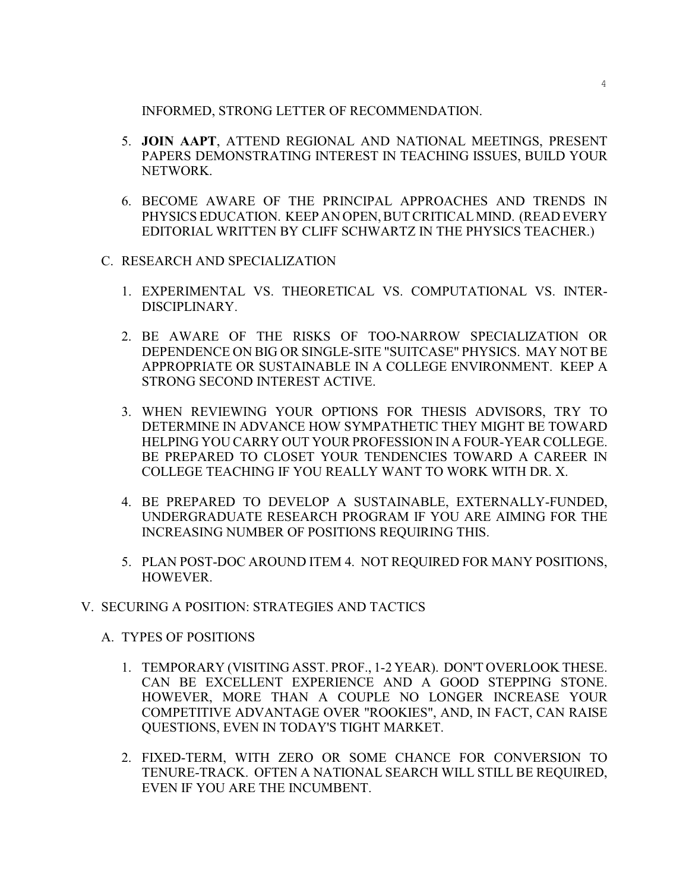INFORMED, STRONG LETTER OF RECOMMENDATION.

5. **JOIN AAPT**, ATTEND REGIONAL AND NATIONAL MEETINGS, PRESENT PAPERS DEMONSTRATING INTEREST IN TEACHING ISSUES, BUILD YOUR NETWORK.

6. BECOME AWARE OF THE PRINCIPAL APPROACHES AND TRENDS IN PHYSICS EDUCATION. KEEP AN OPEN, BUT CRITICAL MIND. (READ EVERY EDITORIAL WRITTEN BY CLIFF SCHWARTZ IN THE PHYSICS TEACHER.)

C. RESEARCH AND SPECIALIZATION

1. EXPERIMENTAL VS. THEORETICAL VS. COMPUTATIONAL VS. INTER-DISCIPLINARY.

2. BE AWARE OF THE RISKS OF TOO-NARROW SPECIALIZATION OR DEPENDENCE ON BIG OR SINGLE-SITE "SUITCASE" PHYSICS. MAY NOT BE APPROPRIATE OR SUSTAINABLE IN A COLLEGE ENVIRONMENT. KEEP A STRONG SECOND INTEREST ACTIVE.

3. WHEN REVIEWING YOUR OPTIONS FOR THESIS ADVISORS, TRY TO DETERMINE IN ADVANCE HOW SYMPATHETIC THEY MIGHT BE TOWARD HELPING YOU CARRY OUT YOUR PROFESSION IN A FOUR-YEAR COLLEGE. BE PREPARED TO CLOSET YOUR TENDENCIES TOWARD A CAREER IN COLLEGE TEACHING IF YOU REALLY WANT TO WORK WITH DR. X.

4. BE PREPARED TO DEVELOP A SUSTAINABLE, EXTERNALLY-FUNDED, UNDERGRADUATE RESEARCH PROGRAM IF YOU ARE AIMING FOR THE INCREASING NUMBER OF POSITIONS REQUIRING THIS.

5. PLAN POST-DOC AROUND ITEM 4. NOT REQUIRED FOR MANY POSITIONS, HOWEVER.

V. SECURING A POSITION: STRATEGIES AND TACTICS

A. TYPES OF POSITIONS

1. TEMPORARY (VISITING ASST. PROF., 1-2 YEAR). DON'T OVERLOOK THESE. CAN BE EXCELLENT EXPERIENCE AND A GOOD STEPPING STONE. HOWEVER, MORE THAN A COUPLE NO LONGER INCREASE YOUR COMPETITIVE ADVANTAGE OVER "ROOKIES", AND, IN FACT, CAN RAISE QUESTIONS, EVEN IN TODAY'S TIGHT MARKET.

2. FIXED-TERM, WITH ZERO OR SOME CHANCE FOR CONVERSION TO TENURE-TRACK. OFTEN A NATIONAL SEARCH WILL STILL BE REQUIRED, EVEN IF YOU ARE THE INCUMBENT.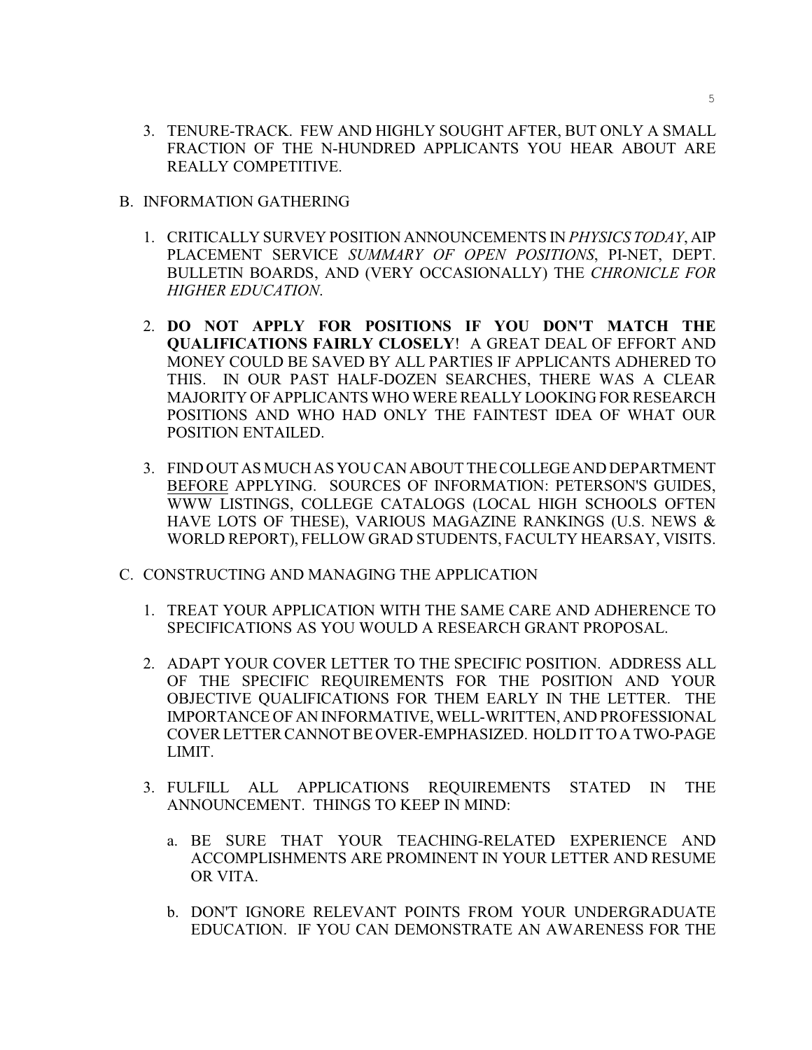3. TENURE-TRACK. FEW AND HIGHLY SOUGHT AFTER, BUT ONLY A SMALL FRACTION OF THE N-HUNDRED APPLICANTS YOU HEAR ABOUT ARE REALLY COMPETITIVE.

B. INFORMATION GATHERING

1. CRITICALLY SURVEY POSITION ANNOUNCEMENTS IN *PHYSICS TODAY*, AIP PLACEMENT SERVICE *SUMMARY OF OPEN POSITIONS*, PI-NET, DEPT. BULLETIN BOARDS, AND (VERY OCCASIONALLY) THE *CHRONICLE FOR HIGHER EDUCATION*.

2. **DO NOT APPLY FOR POSITIONS IF YOU DON'T MATCH THE QUALIFICATIONS FAIRLY CLOSELY**! A GREAT DEAL OF EFFORT AND MONEY COULD BE SAVED BY ALL PARTIES IF APPLICANTS ADHERED TO THIS. IN OUR PAST HALF-DOZEN SEARCHES, THERE WAS A CLEAR MAJORITY OF APPLICANTS WHO WERE REALLY LOOKING FOR RESEARCH POSITIONS AND WHO HAD ONLY THE FAINTEST IDEA OF WHAT OUR POSITION ENTAILED.

3. FIND OUT AS MUCH AS YOU CAN ABOUT THE COLLEGE AND DEPARTMENT <u>BEFORE</u> APPLYING. SOURCES OF INFORMATION: PETERSON'S GUIDES, WWW LISTINGS, COLLEGE CATALOGS (LOCAL HIGH SCHOOLS OFTEN HAVE LOTS OF THESE), VARIOUS MAGAZINE RANKINGS (U.S. NEWS & WORLD REPORT), FELLOW GRAD STUDENTS, FACULTY HEARSAY, VISITS.

C. CONSTRUCTING AND MANAGING THE APPLICATION

1. TREAT YOUR APPLICATION WITH THE SAME CARE AND ADHERENCE TO SPECIFICATIONS AS YOU WOULD A RESEARCH GRANT PROPOSAL.

2. ADAPT YOUR COVER LETTER TO THE SPECIFIC POSITION. ADDRESS ALL OF THE SPECIFIC REQUIREMENTS FOR THE POSITION AND YOUR OBJECTIVE QUALIFICATIONS FOR THEM EARLY IN THE LETTER. THE IMPORTANCE OF AN INFORMATIVE, WELL-WRITTEN, AND PROFESSIONAL COVER LETTER CANNOT BE OVER-EMPHASIZED. HOLD IT TO A TWO-PAGE LIMIT.

3. FULFILL ALL APPLICATIONS REQUIREMENTS STATED IN THE ANNOUNCEMENT. THINGS TO KEEP IN MIND:

   a. BE SURE THAT YOUR TEACHING-RELATED EXPERIENCE AND ACCOMPLISHMENTS ARE PROMINENT IN YOUR LETTER AND RESUME OR VITA.

   b. DON'T IGNORE RELEVANT POINTS FROM YOUR UNDERGRADUATE EDUCATION. IF YOU CAN DEMONSTRATE AN AWARENESS FOR THE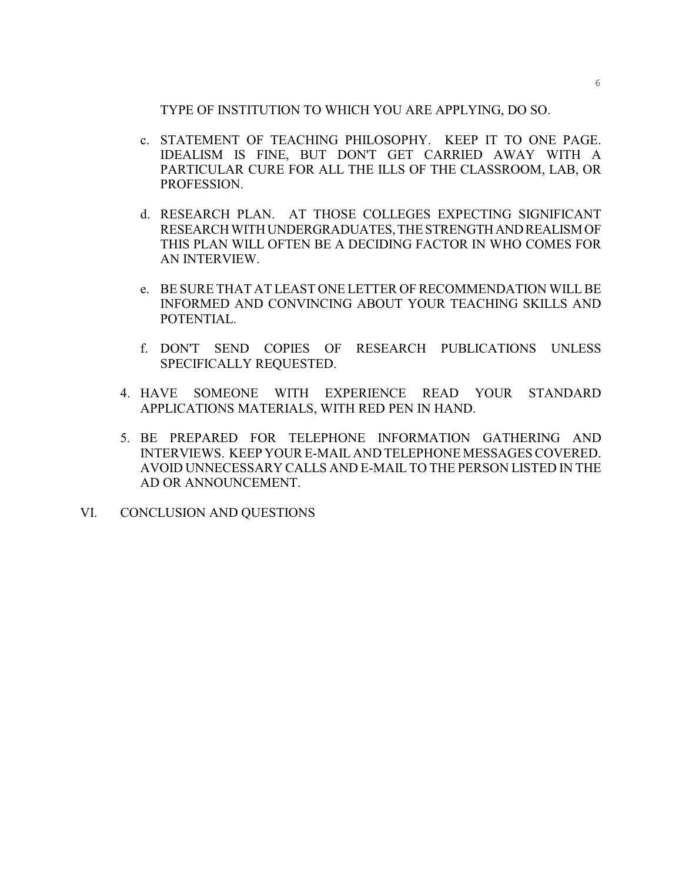TYPE OF INSTITUTION TO WHICH YOU ARE APPLYING, DO SO.

c. STATEMENT OF TEACHING PHILOSOPHY. KEEP IT TO ONE PAGE. IDEALISM IS FINE, BUT DON'T GET CARRIED AWAY WITH A PARTICULAR CURE FOR ALL THE ILLS OF THE CLASSROOM, LAB, OR PROFESSION.

d. RESEARCH PLAN. AT THOSE COLLEGES EXPECTING SIGNIFICANT RESEARCH WITH UNDERGRADUATES, THE STRENGTH AND REALISM OF THIS PLAN WILL OFTEN BE A DECIDING FACTOR IN WHO COMES FOR AN INTERVIEW.

e. BE SURE THAT AT LEAST ONE LETTER OF RECOMMENDATION WILL BE INFORMED AND CONVINCING ABOUT YOUR TEACHING SKILLS AND POTENTIAL.

f. DON'T SEND COPIES OF RESEARCH PUBLICATIONS UNLESS SPECIFICALLY REQUESTED.

4. HAVE SOMEONE WITH EXPERIENCE READ YOUR STANDARD APPLICATIONS MATERIALS, WITH RED PEN IN HAND.

5. BE PREPARED FOR TELEPHONE INFORMATION GATHERING AND INTERVIEWS. KEEP YOUR E-MAIL AND TELEPHONE MESSAGES COVERED. AVOID UNNECESSARY CALLS AND E-MAIL TO THE PERSON LISTED IN THE AD OR ANNOUNCEMENT.

VI. CONCLUSION AND QUESTIONS